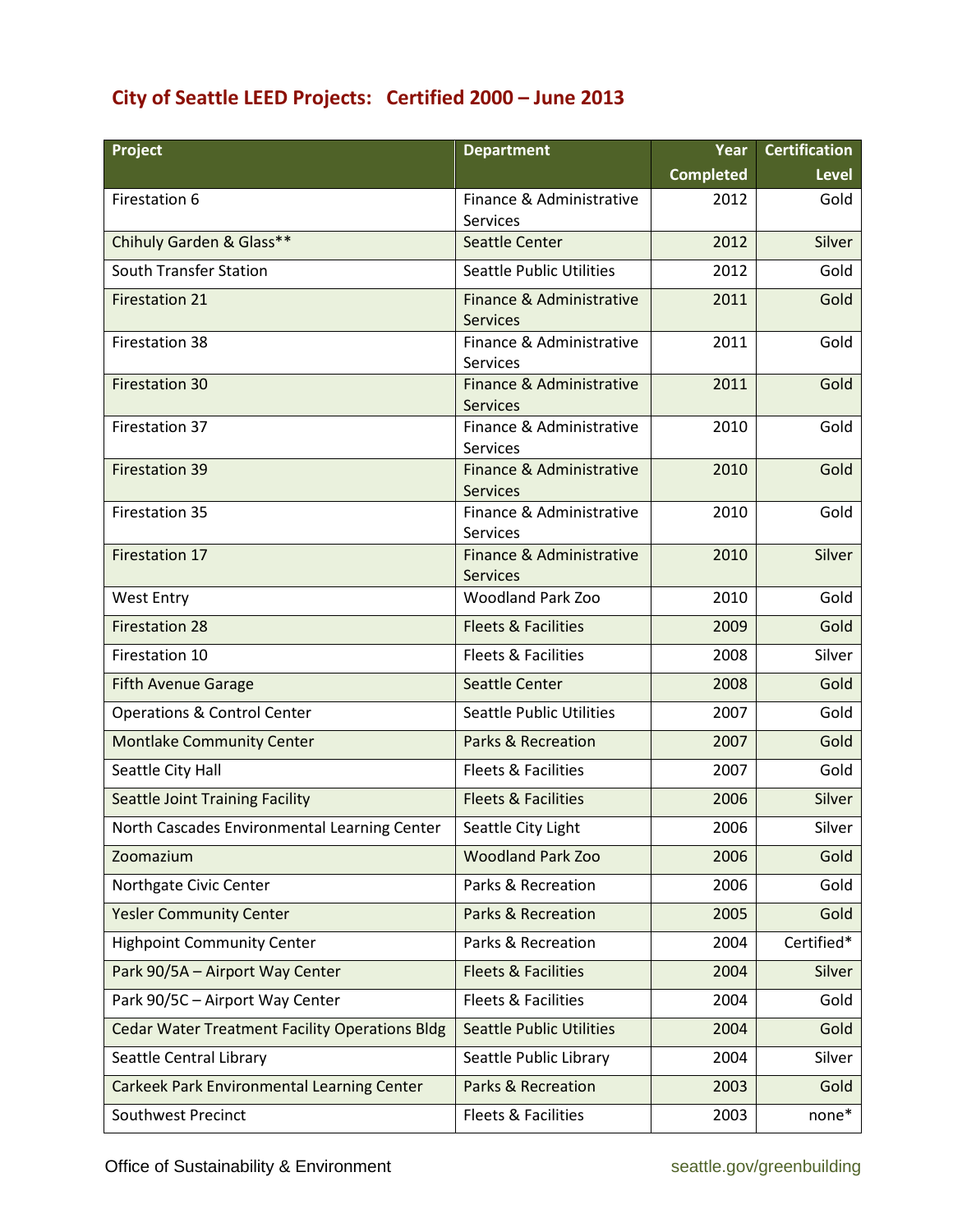# City of Seattle LEED Projects: Certified 2000 – June 2013

| Project | Department | Year Completed | Certification Level |
|---|---|---|---|
| Firestation 6 | Finance & Administrative Services | 2012 | Gold |
| Chihuly Garden & Glass** | Seattle Center | 2012 | Silver |
| South Transfer Station | Seattle Public Utilities | 2012 | Gold |
| Firestation 21 | Finance & Administrative Services | 2011 | Gold |
| Firestation 38 | Finance & Administrative Services | 2011 | Gold |
| Firestation 30 | Finance & Administrative Services | 2011 | Gold |
| Firestation 37 | Finance & Administrative Services | 2010 | Gold |
| Firestation 39 | Finance & Administrative Services | 2010 | Gold |
| Firestation 35 | Finance & Administrative Services | 2010 | Gold |
| Firestation 17 | Finance & Administrative Services | 2010 | Silver |
| West Entry | Woodland Park Zoo | 2010 | Gold |
| Firestation 28 | Fleets & Facilities | 2009 | Gold |
| Firestation 10 | Fleets & Facilities | 2008 | Silver |
| Fifth Avenue Garage | Seattle Center | 2008 | Gold |
| Operations & Control Center | Seattle Public Utilities | 2007 | Gold |
| Montlake Community Center | Parks & Recreation | 2007 | Gold |
| Seattle City Hall | Fleets & Facilities | 2007 | Gold |
| Seattle Joint Training Facility | Fleets & Facilities | 2006 | Silver |
| North Cascades Environmental Learning Center | Seattle City Light | 2006 | Silver |
| Zoomazium | Woodland Park Zoo | 2006 | Gold |
| Northgate Civic Center | Parks & Recreation | 2006 | Gold |
| Yesler Community Center | Parks & Recreation | 2005 | Gold |
| Highpoint Community Center | Parks & Recreation | 2004 | Certified* |
| Park 90/5A – Airport Way Center | Fleets & Facilities | 2004 | Silver |
| Park 90/5C – Airport Way Center | Fleets & Facilities | 2004 | Gold |
| Cedar Water Treatment Facility Operations Bldg | Seattle Public Utilities | 2004 | Gold |
| Seattle Central Library | Seattle Public Library | 2004 | Silver |
| Carkeek Park Environmental Learning Center | Parks & Recreation | 2003 | Gold |
| Southwest Precinct | Fleets & Facilities | 2003 | none* |

Office of Sustainability & Environment

seattle.gov/greenbuilding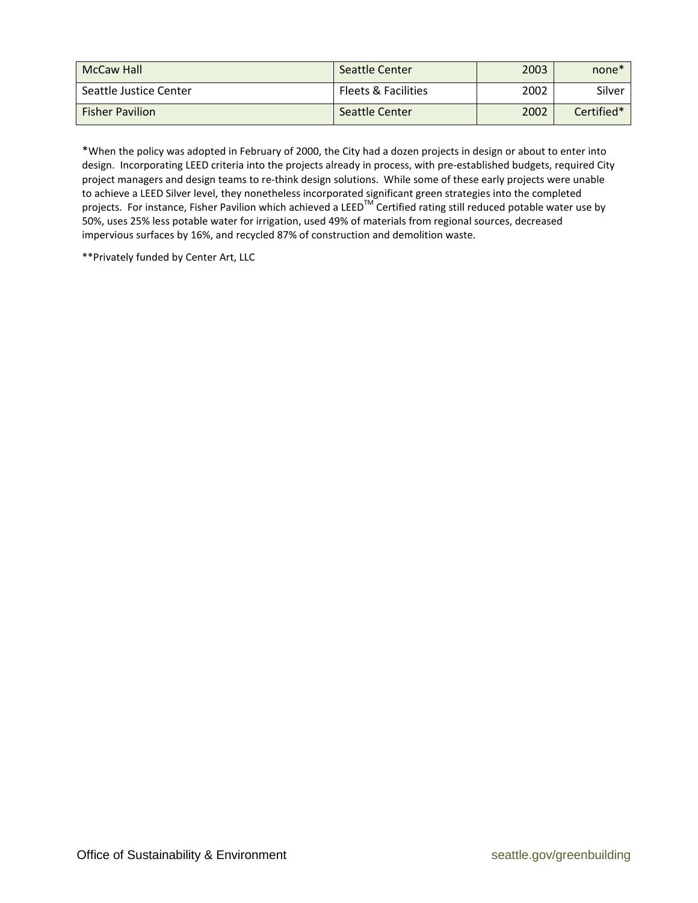| | | | |
|---|---|---|---|
| McCaw Hall | Seattle Center | 2003 | none* |
| Seattle Justice Center | Fleets & Facilities | 2002 | Silver |
| Fisher Pavilion | Seattle Center | 2002 | Certified* |

*When the policy was adopted in February of 2000, the City had a dozen projects in design or about to enter into design. Incorporating LEED criteria into the projects already in process, with pre-established budgets, required City project managers and design teams to re-think design solutions. While some of these early projects were unable to achieve a LEED Silver level, they nonetheless incorporated significant green strategies into the completed projects. For instance, Fisher Pavilion which achieved a LEED™ Certified rating still reduced potable water use by 50%, uses 25% less potable water for irrigation, used 49% of materials from regional sources, decreased impervious surfaces by 16%, and recycled 87% of construction and demolition waste.

**Privately funded by Center Art, LLC